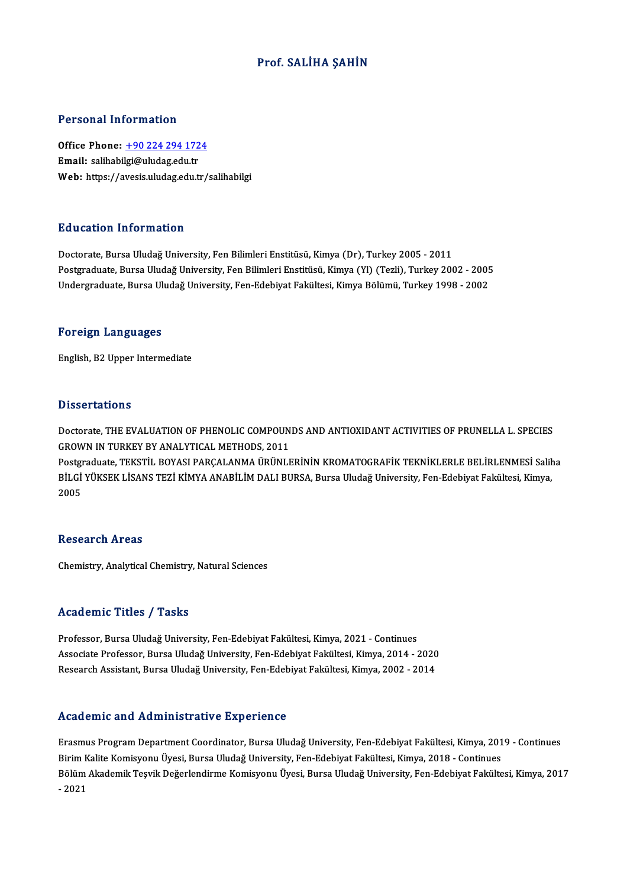# Prof. SALİHA ŞAHİN

## Personal Information

**Office Phone:** +90 224 294 1724
**Email:** salihabilgi@uludag.edu.tr
**Web:** https://avesis.uludag.edu.tr/salihabilgi

## Education Information

Doctorate, Bursa Uludağ University, Fen Bilimleri Enstitüsü, Kimya (Dr), Turkey 2005 - 2011
Postgraduate, Bursa Uludağ University, Fen Bilimleri Enstitüsü, Kimya (Yl) (Tezli), Turkey 2002 - 2005
Undergraduate, Bursa Uludağ University, Fen-Edebiyat Fakültesi, Kimya Bölümü, Turkey 1998 - 2002

## Foreign Languages

English, B2 Upper Intermediate

## Dissertations

Doctorate, THE EVALUATION OF PHENOLIC COMPOUNDS AND ANTIOXIDANT ACTIVITIES OF PRUNELLA L. SPECIES GROWN IN TURKEY BY ANALYTICAL METHODS, 2011
Postgraduate, TEKSTİL BOYASI PARÇALANMA ÜRÜNLERİNİN KROMATOGRAFİK TEKNİKLERLE BELİRLENMESİ Saliha BİLGİ YÜKSEK LİSANS TEZİ KİMYA ANABİLİM DALI BURSA, Bursa Uludağ University, Fen-Edebiyat Fakültesi, Kimya, 2005

## Research Areas

Chemistry, Analytical Chemistry, Natural Sciences

## Academic Titles / Tasks

Professor, Bursa Uludağ University, Fen-Edebiyat Fakültesi, Kimya, 2021 - Continues
Associate Professor, Bursa Uludağ University, Fen-Edebiyat Fakültesi, Kimya, 2014 - 2020
Research Assistant, Bursa Uludağ University, Fen-Edebiyat Fakültesi, Kimya, 2002 - 2014

## Academic and Administrative Experience

Erasmus Program Department Coordinator, Bursa Uludağ University, Fen-Edebiyat Fakültesi, Kimya, 2019 - Continues
Birim Kalite Komisyonu Üyesi, Bursa Uludağ University, Fen-Edebiyat Fakültesi, Kimya, 2018 - Continues
Bölüm Akademik Teşvik Değerlendirme Komisyonu Üyesi, Bursa Uludağ University, Fen-Edebiyat Fakültesi, Kimya, 2017 - 2021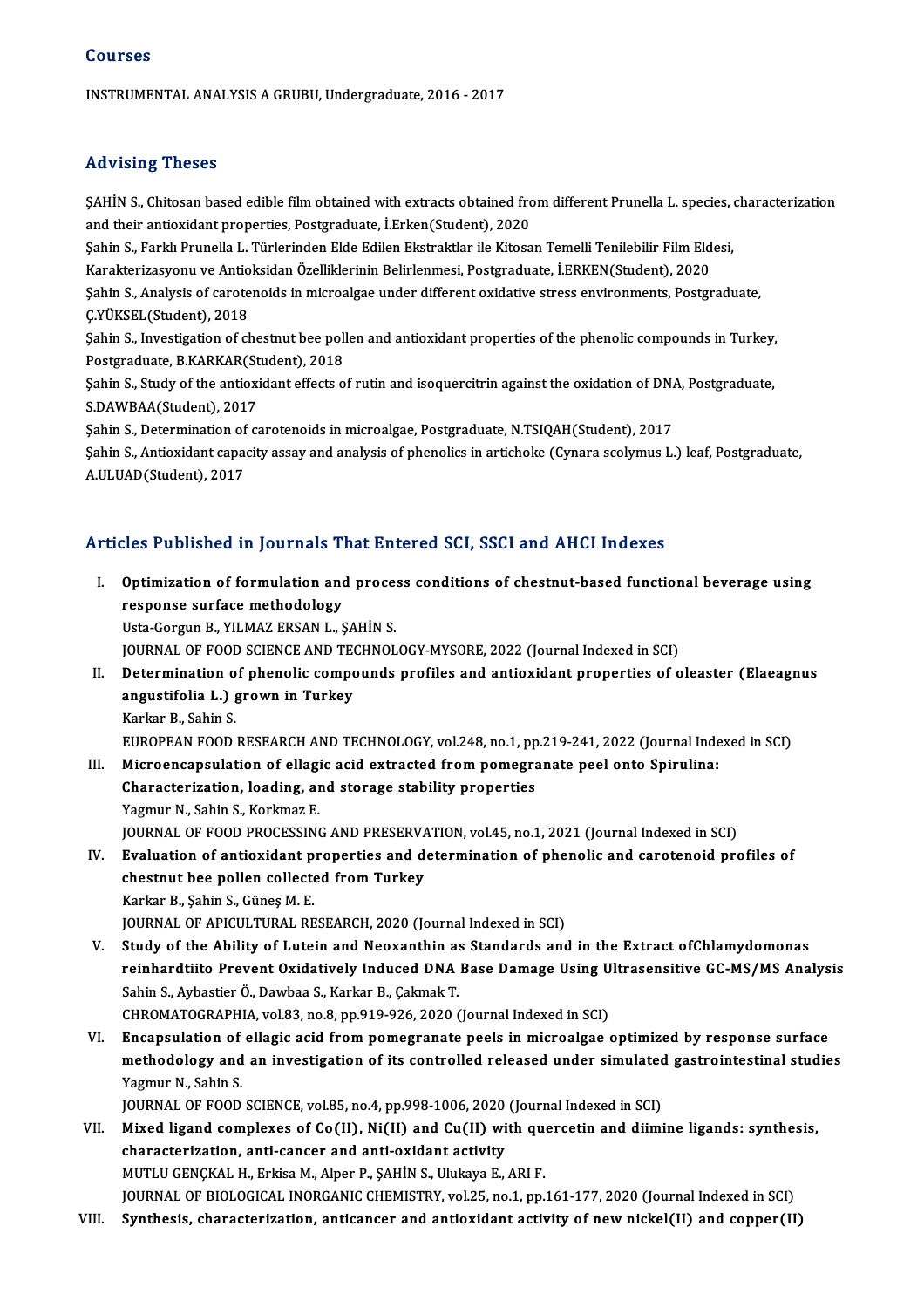## Courses

INSTRUMENTAL ANALYSIS A GRUBU, Undergraduate, 2016 - 2017

## Advising Theses

ŞAHİN S., Chitosan based edible film obtained with extracts obtained from different Prunella L. species, characterization and their antioxidant properties, Postgraduate, İ.Erken(Student), 2020

Şahin S., Farklı Prunella L. Türlerinden Elde Edilen Ekstraktlar ile Kitosan Temelli Tenilebilir Film Eldesi, Karakterizasyonu ve Antioksidan Özelliklerinin Belirlenmesi, Postgraduate, İ.ERKEN(Student), 2020

Şahin S., Analysis of carotenoids in microalgae under different oxidative stress environments, Postgraduate, Ç.YÜKSEL(Student), 2018

Şahin S., Investigation of chestnut bee pollen and antioxidant properties of the phenolic compounds in Turkey, Postgraduate, B.KARKAR(Student), 2018

Şahin S., Study of the antioxidant effects of rutin and isoquercitrin against the oxidation of DNA, Postgraduate, S.DAWBAA(Student), 2017

Şahin S., Determination of carotenoids in microalgae, Postgraduate, N.TSIQAH(Student), 2017

Şahin S., Antioxidant capacity assay and analysis of phenolics in artichoke (Cynara scolymus L.) leaf, Postgraduate, A.ULUAD(Student), 2017

## Articles Published in Journals That Entered SCI, SSCI and AHCI Indexes

I. **Optimization of formulation and process conditions of chestnut-based functional beverage using response surface methodology**
Usta-Gorgun B., YILMAZ ERSAN L., ŞAHİN S.
JOURNAL OF FOOD SCIENCE AND TECHNOLOGY-MYSORE, 2022 (Journal Indexed in SCI)

II. **Determination of phenolic compounds profiles and antioxidant properties of oleaster (Elaeagnus angustifolia L.) grown in Turkey**
Karkar B., Sahin S.
EUROPEAN FOOD RESEARCH AND TECHNOLOGY, vol.248, no.1, pp.219-241, 2022 (Journal Indexed in SCI)

III. **Microencapsulation of ellagic acid extracted from pomegranate peel onto Spirulina: Characterization, loading, and storage stability properties**
Yagmur N., Sahin S., Korkmaz E.
JOURNAL OF FOOD PROCESSING AND PRESERVATION, vol.45, no.1, 2021 (Journal Indexed in SCI)

IV. **Evaluation of antioxidant properties and determination of phenolic and carotenoid profiles of chestnut bee pollen collected from Turkey**
Karkar B., Şahin S., Güneş M. E.
JOURNAL OF APICULTURAL RESEARCH, 2020 (Journal Indexed in SCI)

V. **Study of the Ability of Lutein and Neoxanthin as Standards and in the Extract ofChlamydomonas reinhardtiito Prevent Oxidatively Induced DNA Base Damage Using Ultrasensitive GC-MS/MS Analysis**
Sahin S., Aybastier Ö., Dawbaa S., Karkar B., Çakmak T.
CHROMATOGRAPHIA, vol.83, no.8, pp.919-926, 2020 (Journal Indexed in SCI)

VI. **Encapsulation of ellagic acid from pomegranate peels in microalgae optimized by response surface methodology and an investigation of its controlled released under simulated gastrointestinal studies**
Yagmur N., Sahin S.
JOURNAL OF FOOD SCIENCE, vol.85, no.4, pp.998-1006, 2020 (Journal Indexed in SCI)

VII. **Mixed ligand complexes of Co(II), Ni(II) and Cu(II) with quercetin and diimine ligands: synthesis, characterization, anti-cancer and anti-oxidant activity**
MUTLU GENÇKAL H., Erkisa M., Alper P., ŞAHİN S., Ulukaya E., ARI F.
JOURNAL OF BIOLOGICAL INORGANIC CHEMISTRY, vol.25, no.1, pp.161-177, 2020 (Journal Indexed in SCI)

VIII. **Synthesis, characterization, anticancer and antioxidant activity of new nickel(II) and copper(II)**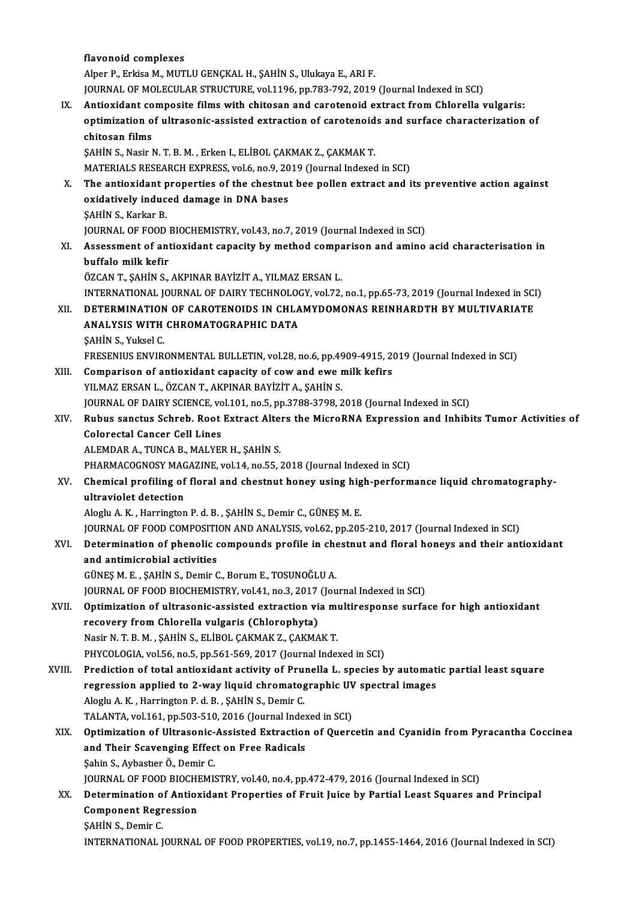flavonoid complexes

Alper P., Erkisa M., MUTLU GENÇKAL H., ŞAHİN S., Ulukaya E., ARI F.

JOURNAL OF MOLECULAR STRUCTURE, vol.1196, pp.783-792, 2019 (Journal Indexed in SCI)

IX. **Antioxidant composite films with chitosan and carotenoid extract from Chlorella vulgaris: optimization of ultrasonic-assisted extraction of carotenoids and surface characterization of chitosan films**

ŞAHİN S., Nasir N. T. B. M. , Erken I., ELİBOL ÇAKMAK Z., ÇAKMAK T.

MATERIALS RESEARCH EXPRESS, vol.6, no.9, 2019 (Journal Indexed in SCI)

X. **The antioxidant properties of the chestnut bee pollen extract and its preventive action against oxidatively induced damage in DNA bases**

ŞAHİN S., Karkar B.

JOURNAL OF FOOD BIOCHEMISTRY, vol.43, no.7, 2019 (Journal Indexed in SCI)

XI. **Assessment of antioxidant capacity by method comparison and amino acid characterisation in buffalo milk kefir**

ÖZCAN T., ŞAHİN S., AKPINAR BAYİZİT A., YILMAZ ERSAN L.

INTERNATIONAL JOURNAL OF DAIRY TECHNOLOGY, vol.72, no.1, pp.65-73, 2019 (Journal Indexed in SCI)

XII. **DETERMINATION OF CAROTENOIDS IN CHLAMYDOMONAS REINHARDTH BY MULTIVARIATE ANALYSIS WITH CHROMATOGRAPHIC DATA**

ŞAHİN S., Yuksel C.

FRESENIUS ENVIRONMENTAL BULLETIN, vol.28, no.6, pp.4909-4915, 2019 (Journal Indexed in SCI)

XIII. **Comparison of antioxidant capacity of cow and ewe milk kefirs**

YILMAZ ERSAN L., ÖZCAN T., AKPINAR BAYİZİT A., ŞAHİN S.

JOURNAL OF DAIRY SCIENCE, vol.101, no.5, pp.3788-3798, 2018 (Journal Indexed in SCI)

XIV. **Rubus sanctus Schreb. Root Extract Alters the MicroRNA Expression and Inhibits Tumor Activities of Colorectal Cancer Cell Lines**

ALEMDAR A., TUNCA B., MALYER H., ŞAHİN S.

PHARMACOGNOSY MAGAZINE, vol.14, no.55, 2018 (Journal Indexed in SCI)

XV. **Chemical profiling of floral and chestnut honey using high-performance liquid chromatography-ultraviolet detection**

Aloglu A. K. , Harrington P. d. B. , ŞAHİN S., Demir C., GÜNEŞ M. E.

JOURNAL OF FOOD COMPOSITION AND ANALYSIS, vol.62, pp.205-210, 2017 (Journal Indexed in SCI)

XVI. **Determination of phenolic compounds profile in chestnut and floral honeys and their antioxidant and antimicrobial activities**

GÜNEŞ M. E. , ŞAHİN S., Demir C., Borum E., TOSUNOĞLU A.

JOURNAL OF FOOD BIOCHEMISTRY, vol.41, no.3, 2017 (Journal Indexed in SCI)

XVII. **Optimization of ultrasonic-assisted extraction via multiresponse surface for high antioxidant recovery from Chlorella vulgaris (Chlorophyta)**

Nasir N. T. B. M. , ŞAHİN S., ELİBOL ÇAKMAK Z., ÇAKMAK T.

PHYCOLOGIA, vol.56, no.5, pp.561-569, 2017 (Journal Indexed in SCI)

XVIII. **Prediction of total antioxidant activity of Prunella L. species by automatic partial least square regression applied to 2-way liquid chromatographic UV spectral images**

Aloglu A. K. , Harrington P. d. B. , ŞAHİN S., Demir C.

TALANTA, vol.161, pp.503-510, 2016 (Journal Indexed in SCI)

XIX. **Optimization of Ultrasonic-Assisted Extraction of Quercetin and Cyanidin from Pyracantha Coccinea and Their Scavenging Effect on Free Radicals**

Şahin S., Aybastıer Ö., Demir C.

JOURNAL OF FOOD BIOCHEMISTRY, vol.40, no.4, pp.472-479, 2016 (Journal Indexed in SCI)

XX. **Determination of Antioxidant Properties of Fruit Juice by Partial Least Squares and Principal Component Regression**

ŞAHİN S., Demir C.

INTERNATIONAL JOURNAL OF FOOD PROPERTIES, vol.19, no.7, pp.1455-1464, 2016 (Journal Indexed in SCI)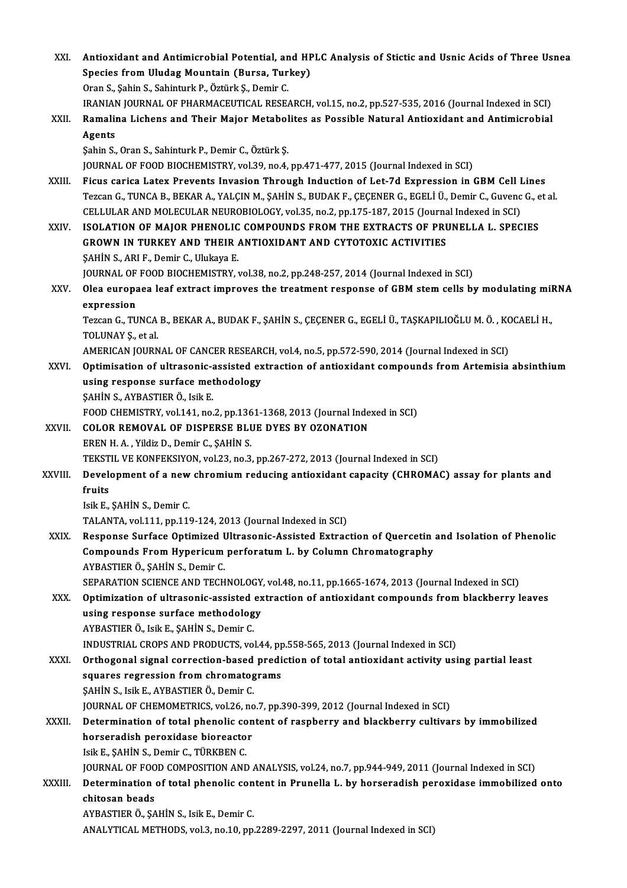XXI. **Antioxidant and Antimicrobial Potential, and HPLC Analysis of Stictic and Usnic Acids of Three Usnea Species from Uludag Mountain (Bursa, Turkey)**
Oran S., Şahin S., Sahinturk P., Öztürk Ş., Demir C.
IRANIAN JOURNAL OF PHARMACEUTICAL RESEARCH, vol.15, no.2, pp.527-535, 2016 (Journal Indexed in SCI)

XXII. **Ramalina Lichens and Their Major Metabolites as Possible Natural Antioxidant and Antimicrobial Agents**
Şahin S., Oran S., Sahinturk P., Demir C., Öztürk Ş.
JOURNAL OF FOOD BIOCHEMISTRY, vol.39, no.4, pp.471-477, 2015 (Journal Indexed in SCI)

XXIII. **Ficus carica Latex Prevents Invasion Through Induction of Let-7d Expression in GBM Cell Lines**
Tezcan G., TUNCA B., BEKAR A., YALÇIN M., ŞAHİN S., BUDAK F., ÇEÇENER G., EGELİ Ü., Demir C., Guvenc G., et al.
CELLULAR AND MOLECULAR NEUROBIOLOGY, vol.35, no.2, pp.175-187, 2015 (Journal Indexed in SCI)

XXIV. **ISOLATION OF MAJOR PHENOLIC COMPOUNDS FROM THE EXTRACTS OF PRUNELLA L. SPECIES GROWN IN TURKEY AND THEIR ANTIOXIDANT AND CYTOTOXIC ACTIVITIES**
ŞAHİN S., ARI F., Demir C., Ulukaya E.
JOURNAL OF FOOD BIOCHEMISTRY, vol.38, no.2, pp.248-257, 2014 (Journal Indexed in SCI)

XXV. **Olea europaea leaf extract improves the treatment response of GBM stem cells by modulating miRNA expression**
Tezcan G., TUNCA B., BEKAR A., BUDAK F., ŞAHİN S., ÇEÇENER G., EGELİ Ü., TAŞKAPILIOĞLU M. Ö. , KOCAELİ H., TOLUNAY Ş., et al.
AMERICAN JOURNAL OF CANCER RESEARCH, vol.4, no.5, pp.572-590, 2014 (Journal Indexed in SCI)

XXVI. **Optimisation of ultrasonic-assisted extraction of antioxidant compounds from Artemisia absinthium using response surface methodology**
ŞAHİN S., AYBASTIER Ö., Isik E.
FOOD CHEMISTRY, vol.141, no.2, pp.1361-1368, 2013 (Journal Indexed in SCI)

XXVII. **COLOR REMOVAL OF DISPERSE BLUE DYES BY OZONATION**
EREN H. A. , Yildiz D., Demir C., ŞAHİN S.
TEKSTIL VE KONFEKSIYON, vol.23, no.3, pp.267-272, 2013 (Journal Indexed in SCI)

XXVIII. **Development of a new chromium reducing antioxidant capacity (CHROMAC) assay for plants and fruits**
Isik E., ŞAHİN S., Demir C.
TALANTA, vol.111, pp.119-124, 2013 (Journal Indexed in SCI)

XXIX. **Response Surface Optimized Ultrasonic-Assisted Extraction of Quercetin and Isolation of Phenolic Compounds From Hypericum perforatum L. by Column Chromatography**
AYBASTIER Ö., ŞAHİN S., Demir C.
SEPARATION SCIENCE AND TECHNOLOGY, vol.48, no.11, pp.1665-1674, 2013 (Journal Indexed in SCI)

XXX. **Optimization of ultrasonic-assisted extraction of antioxidant compounds from blackberry leaves using response surface methodology**
AYBASTIER Ö., Isik E., ŞAHİN S., Demir C.
INDUSTRIAL CROPS AND PRODUCTS, vol.44, pp.558-565, 2013 (Journal Indexed in SCI)

XXXI. **Orthogonal signal correction-based prediction of total antioxidant activity using partial least squares regression from chromatograms**
ŞAHİN S., Isik E., AYBASTIER Ö., Demir C.
JOURNAL OF CHEMOMETRICS, vol.26, no.7, pp.390-399, 2012 (Journal Indexed in SCI)

XXXII. **Determination of total phenolic content of raspberry and blackberry cultivars by immobilized horseradish peroxidase bioreactor**
Isik E., ŞAHİN S., Demir C., TÜRKBEN C.
JOURNAL OF FOOD COMPOSITION AND ANALYSIS, vol.24, no.7, pp.944-949, 2011 (Journal Indexed in SCI)

XXXIII. **Determination of total phenolic content in Prunella L. by horseradish peroxidase immobilized onto chitosan beads**
AYBASTIER Ö., ŞAHİN S., Isik E., Demir C.
ANALYTICAL METHODS, vol.3, no.10, pp.2289-2297, 2011 (Journal Indexed in SCI)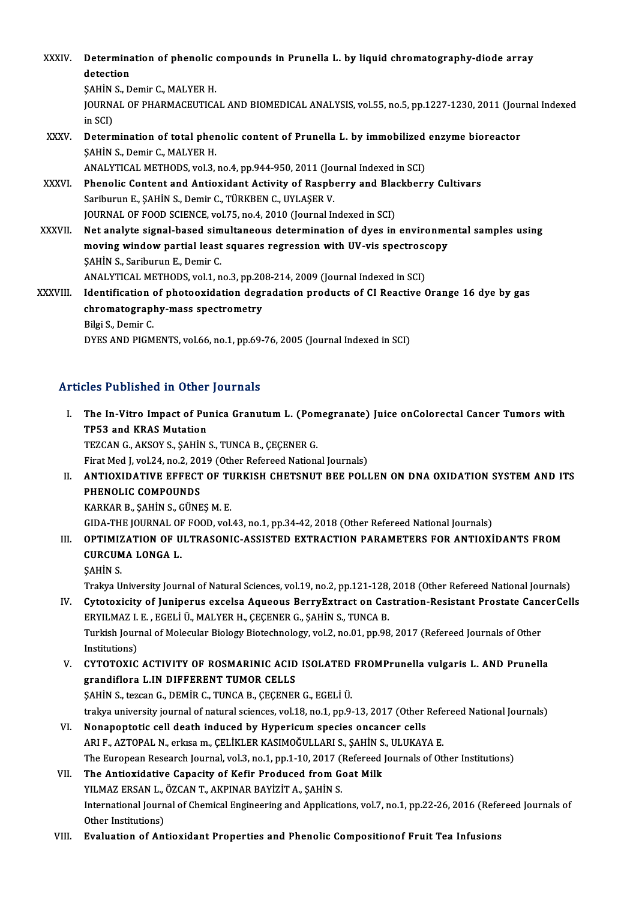XXXIV. **Determination of phenolic compounds in Prunella L. by liquid chromatography-diode array detection**
ŞAHİN S., Demir C., MALYER H.
JOURNAL OF PHARMACEUTICAL AND BIOMEDICAL ANALYSIS, vol.55, no.5, pp.1227-1230, 2011 (Journal Indexed in SCI)

XXXV. **Determination of total phenolic content of Prunella L. by immobilized enzyme bioreactor**
ŞAHİN S., Demir C., MALYER H.
ANALYTICAL METHODS, vol.3, no.4, pp.944-950, 2011 (Journal Indexed in SCI)

XXXVI. **Phenolic Content and Antioxidant Activity of Raspberry and Blackberry Cultivars**
Sariburun E., ŞAHİN S., Demir C., TÜRKBEN C., UYLAŞER V.
JOURNAL OF FOOD SCIENCE, vol.75, no.4, 2010 (Journal Indexed in SCI)

XXXVII. **Net analyte signal-based simultaneous determination of dyes in environmental samples using moving window partial least squares regression with UV-vis spectroscopy**
ŞAHİN S., Sariburun E., Demir C.
ANALYTICAL METHODS, vol.1, no.3, pp.208-214, 2009 (Journal Indexed in SCI)

XXXVIII. **Identification of photooxidation degradation products of CI Reactive Orange 16 dye by gas chromatography-mass spectrometry**
Bilgi S., Demir C.
DYES AND PIGMENTS, vol.66, no.1, pp.69-76, 2005 (Journal Indexed in SCI)

## Articles Published in Other Journals

I. **The In-Vitro Impact of Punica Granutum L. (Pomegranate) Juice onColorectal Cancer Tumors with TP53 and KRAS Mutation**
TEZCAN G., AKSOY S., ŞAHİN S., TUNCA B., ÇEÇENER G.
Firat Med J, vol.24, no.2, 2019 (Other Refereed National Journals)

II. **ANTIOXIDATIVE EFFECT OF TURKISH CHETSNUT BEE POLLEN ON DNA OXIDATION SYSTEM AND ITS PHENOLIC COMPOUNDS**
KARKAR B., ŞAHİN S., GÜNEŞ M. E.
GIDA-THE JOURNAL OF FOOD, vol.43, no.1, pp.34-42, 2018 (Other Refereed National Journals)

III. **OPTIMIZATION OF ULTRASONIC-ASSISTED EXTRACTION PARAMETERS FOR ANTIOXİDANTS FROM CURCUMA LONGA L.**
ŞAHİN S.
Trakya University Journal of Natural Sciences, vol.19, no.2, pp.121-128, 2018 (Other Refereed National Journals)

IV. **Cytotoxicity of Juniperus excelsa Aqueous BerryExtract on Castration-Resistant Prostate CancerCells**
ERYILMAZ I. E. , EGELİ Ü., MALYER H., ÇEÇENER G., ŞAHİN S., TUNCA B.
Turkish Journal of Molecular Biology Biotechnology, vol.2, no.01, pp.98, 2017 (Refereed Journals of Other Institutions)

V. **CYTOTOXIC ACTIVITY OF ROSMARINIC ACID ISOLATED FROMPrunella vulgaris L. AND Prunella grandiflora L.IN DIFFERENT TUMOR CELLS**
ŞAHİN S., tezcan G., DEMİR C., TUNCA B., ÇEÇENER G., EGELİ Ü.
trakya university journal of natural sciences, vol.18, no.1, pp.9-13, 2017 (Other Refereed National Journals)

VI. **Nonapoptotic cell death induced by Hypericum species oncancer cells**
ARI F., AZTOPAL N., erkısa m., ÇELİKLER KASIMOĞULLARI S., ŞAHİN S., ULUKAYA E.
The European Research Journal, vol.3, no.1, pp.1-10, 2017 (Refereed Journals of Other Institutions)

VII. **The Antioxidative Capacity of Kefir Produced from Goat Milk**
YILMAZ ERSAN L., ÖZCAN T., AKPINAR BAYİZİT A., ŞAHİN S.
International Journal of Chemical Engineering and Applications, vol.7, no.1, pp.22-26, 2016 (Refereed Journals of Other Institutions)

VIII. **Evaluation of Antioxidant Properties and Phenolic Compositionof Fruit Tea Infusions**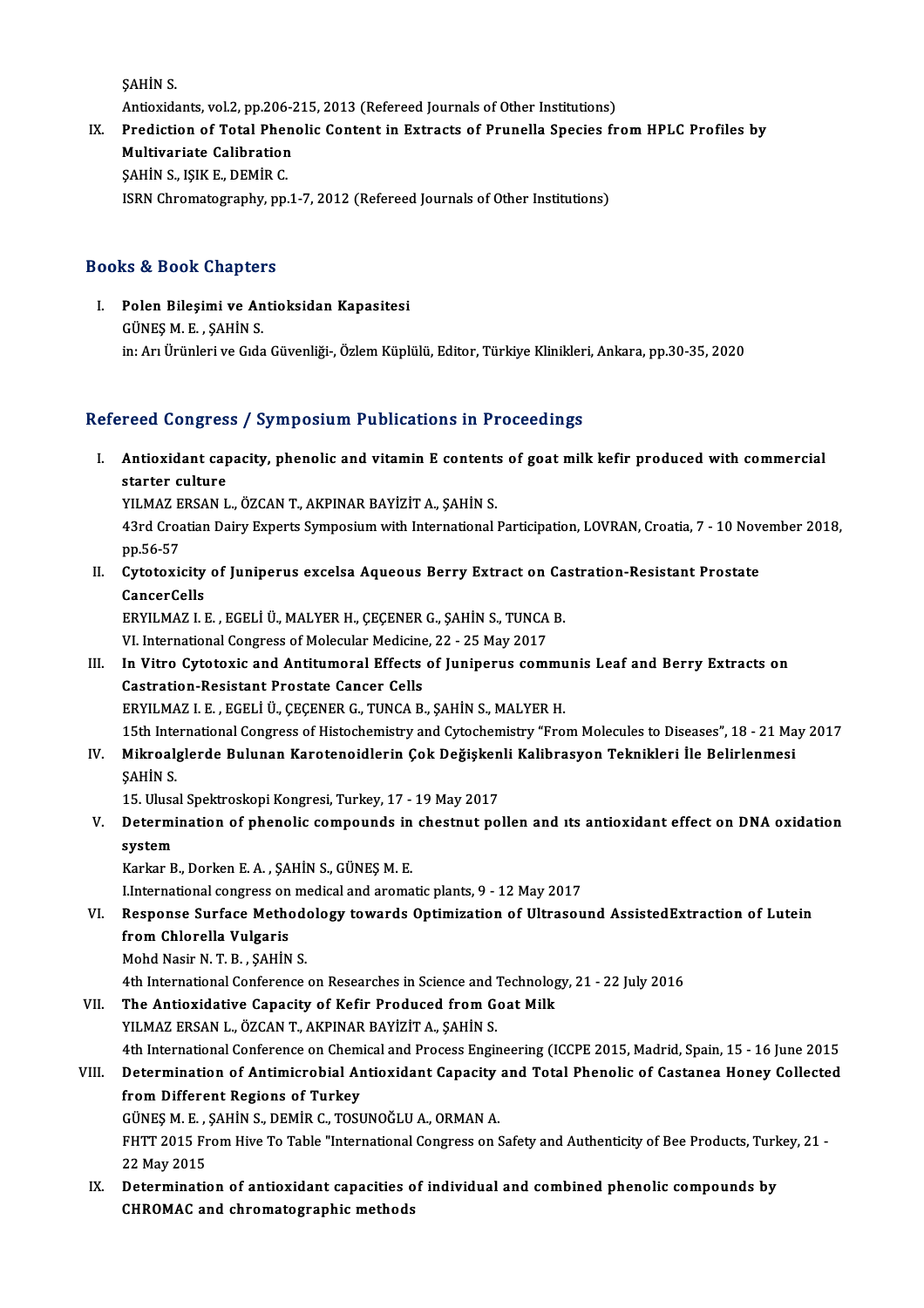ŞAHİN S.
Antioxidants, vol.2, pp.206-215, 2013 (Refereed Journals of Other Institutions)

IX. **Prediction of Total Phenolic Content in Extracts of Prunella Species from HPLC Profiles by Multivariate Calibration**
ŞAHİN S., IŞIK E., DEMİR C.
ISRN Chromatography, pp.1-7, 2012 (Refereed Journals of Other Institutions)

## Books & Book Chapters

I. **Polen Bileşimi ve Antioksidan Kapasitesi**
GÜNEŞ M. E. , ŞAHİN S.
in: Arı Ürünleri ve Gıda Güvenliği-, Özlem Küplülü, Editor, Türkiye Klinikleri, Ankara, pp.30-35, 2020

## Refereed Congress / Symposium Publications in Proceedings

I. **Antioxidant capacity, phenolic and vitamin E contents of goat milk kefir produced with commercial starter culture**
YILMAZ ERSAN L., ÖZCAN T., AKPINAR BAYİZİT A., ŞAHİN S.
43rd Croatian Dairy Experts Symposium with International Participation, LOVRAN, Croatia, 7 - 10 November 2018, pp.56-57

II. **Cytotoxicity of Juniperus excelsa Aqueous Berry Extract on Castration-Resistant Prostate CancerCells**
ERYILMAZ I. E. , EGELİ Ü., MALYER H., ÇEÇENER G., ŞAHİN S., TUNCA B.
VI. International Congress of Molecular Medicine, 22 - 25 May 2017

III. **In Vitro Cytotoxic and Antitumoral Effects of Juniperus communis Leaf and Berry Extracts on Castration-Resistant Prostate Cancer Cells**
ERYILMAZ I. E. , EGELİ Ü., ÇEÇENER G., TUNCA B., ŞAHİN S., MALYER H.
15th International Congress of Histochemistry and Cytochemistry "From Molecules to Diseases", 18 - 21 May 2017

IV. **Mikroalglerde Bulunan Karotenoidlerin Çok Değişkenli Kalibrasyon Teknikleri İle Belirlenmesi**
ŞAHİN S.
15. Ulusal Spektroskopi Kongresi, Turkey, 17 - 19 May 2017

V. **Determination of phenolic compounds in chestnut pollen and ıts antioxidant effect on DNA oxidation system**
Karkar B., Dorken E. A. , ŞAHİN S., GÜNEŞ M. E.
I.International congress on medical and aromatic plants, 9 - 12 May 2017

VI. **Response Surface Methodology towards Optimization of Ultrasound AssistedExtraction of Lutein from Chlorella Vulgaris**
Mohd Nasir N. T. B. , ŞAHİN S.
4th International Conference on Researches in Science and Technology, 21 - 22 July 2016

VII. **The Antioxidative Capacity of Kefir Produced from Goat Milk**
YILMAZ ERSAN L., ÖZCAN T., AKPINAR BAYİZİT A., ŞAHİN S.
4th International Conference on Chemical and Process Engineering (ICCPE 2015, Madrid, Spain, 15 - 16 June 2015

VIII. **Determination of Antimicrobial Antioxidant Capacity and Total Phenolic of Castanea Honey Collected from Different Regions of Turkey**
GÜNEŞ M. E. , ŞAHİN S., DEMİR C., TOSUNOĞLU A., ORMAN A.
FHTT 2015 From Hive To Table "International Congress on Safety and Authenticity of Bee Products, Turkey, 21 - 22 May 2015

IX. **Determination of antioxidant capacities of individual and combined phenolic compounds by CHROMAC and chromatographic methods**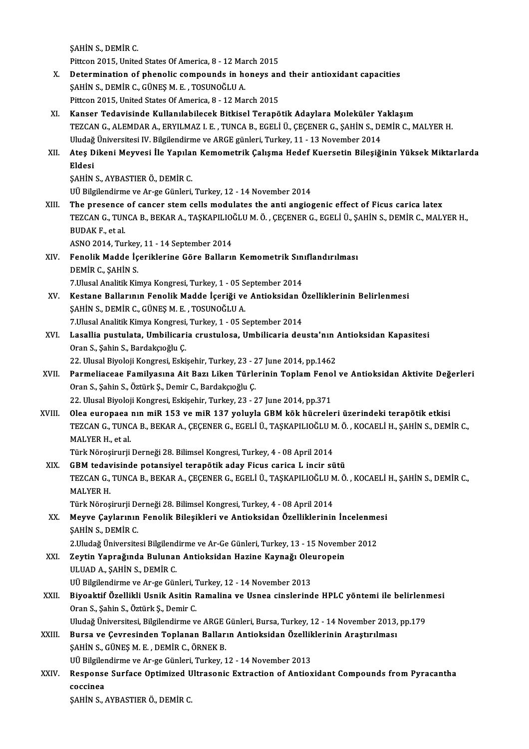ŞAHİN S., DEMİR C.
Pittcon 2015, United States Of America, 8 - 12 March 2015

X. **Determination of phenolic compounds in honeys and their antioxidant capacities**
ŞAHİN S., DEMİR C., GÜNEŞ M. E. , TOSUNOĞLU A.
Pittcon 2015, United States Of America, 8 - 12 March 2015

XI. **Kanser Tedavisinde Kullanılabilecek Bitkisel Terapötik Adaylara Moleküler Yaklaşım**
TEZCAN G., ALEMDAR A., ERYILMAZ I. E. , TUNCA B., EGELİ Ü., ÇEÇENER G., ŞAHİN S., DEMİR C., MALYER H.
Uludağ Üniversitesi IV. Bilgilendirme ve ARGE günleri, Turkey, 11 - 13 November 2014

XII. **Ateş Dikeni Meyvesi İle Yapılan Kemometrik Çalışma Hedef Kuersetin Bileşiğinin Yüksek Miktarlarda Eldesi**
ŞAHİN S., AYBASTIER Ö., DEMİR C.
UÜ Bilgilendirme ve Ar-ge Günleri, Turkey, 12 - 14 November 2014

XIII. **The presence of cancer stem cells modulates the anti angiogenic effect of Ficus carica latex**
TEZCAN G., TUNCA B., BEKAR A., TAŞKAPILIOĞLU M. Ö. , ÇEÇENER G., EGELİ Ü., ŞAHİN S., DEMİR C., MALYER H., BUDAK F., et al.
ASNO 2014, Turkey, 11 - 14 September 2014

XIV. **Fenolik Madde İçeriklerine Göre Balların Kemometrik Sınıflandırılması**
DEMİR C., ŞAHİN S.
7.Ulusal Analitik Kimya Kongresi, Turkey, 1 - 05 September 2014

XV. **Kestane Ballarının Fenolik Madde İçeriği ve Antioksidan Özelliklerinin Belirlenmesi**
ŞAHİN S., DEMİR C., GÜNEŞ M. E. , TOSUNOĞLU A.
7.Ulusal Analitik Kimya Kongresi, Turkey, 1 - 05 September 2014

XVI. **Lasallia pustulata, Umbilicaria crustulosa, Umbilicaria deusta'nın Antioksidan Kapasitesi**
Oran S., Şahin S., Bardakçıoğlu Ç.
22. Ulusal Biyoloji Kongresi, Eskişehir, Turkey, 23 - 27 June 2014, pp.1462

XVII. **Parmeliaceae Familyasına Ait Bazı Liken Türlerinin Toplam Fenol ve Antioksidan Aktivite Değerleri**
Oran S., Şahin S., Öztürk Ş., Demir C., Bardakçıoğlu Ç.
22. Ulusal Biyoloji Kongresi, Eskişehir, Turkey, 23 - 27 June 2014, pp.371

XVIII. **Olea europaea nın miR 153 ve miR 137 yoluyla GBM kök hücreleri üzerindeki terapötik etkisi**
TEZCAN G., TUNCA B., BEKAR A., ÇEÇENER G., EGELİ Ü., TAŞKAPILIOĞLU M. Ö. , KOCAELİ H., ŞAHİN S., DEMİR C., MALYER H., et al.
Türk Nöroşirurji Derneği 28. Bilimsel Kongresi, Turkey, 4 - 08 April 2014

XIX. **GBM tedavisinde potansiyel terapötik aday Ficus carica L incir sütü**
TEZCAN G., TUNCA B., BEKAR A., ÇEÇENER G., EGELİ Ü., TAŞKAPILIOĞLU M. Ö. , KOCAELİ H., ŞAHİN S., DEMİR C., MALYER H.
Türk Nöroşirurji Derneği 28. Bilimsel Kongresi, Turkey, 4 - 08 April 2014

XX. **Meyve Çaylarının Fenolik Bileşikleri ve Antioksidan Özelliklerinin İncelenmesi**
ŞAHİN S., DEMİR C.
2.Uludağ Üniversitesi Bilgilendirme ve Ar-Ge Günleri, Turkey, 13 - 15 November 2012

XXI. **Zeytin Yaprağında Bulunan Antioksidan Hazine Kaynağı Oleuropein**
ULUAD A., ŞAHİN S., DEMİR C.
UÜ Bilgilendirme ve Ar-ge Günleri, Turkey, 12 - 14 November 2013

XXII. **Biyoaktif Özellikli Usnik Asitin Ramalina ve Usnea cinslerinde HPLC yöntemi ile belirlenmesi**
Oran S., Şahin S., Öztürk Ş., Demir C.
Uludağ Üniversitesi, Bilgilendirme ve ARGE Günleri, Bursa, Turkey, 12 - 14 November 2013, pp.179

XXIII. **Bursa ve Çevresinden Toplanan Balların Antioksidan Özelliklerinin Araştırılması**
ŞAHİN S., GÜNEŞ M. E. , DEMİR C., ÖRNEK B.
UÜ Bilgilendirme ve Ar-ge Günleri, Turkey, 12 - 14 November 2013

XXIV. **Response Surface Optimized Ultrasonic Extraction of Antioxidant Compounds from Pyracantha coccinea**
ŞAHİN S., AYBASTIER Ö., DEMİR C.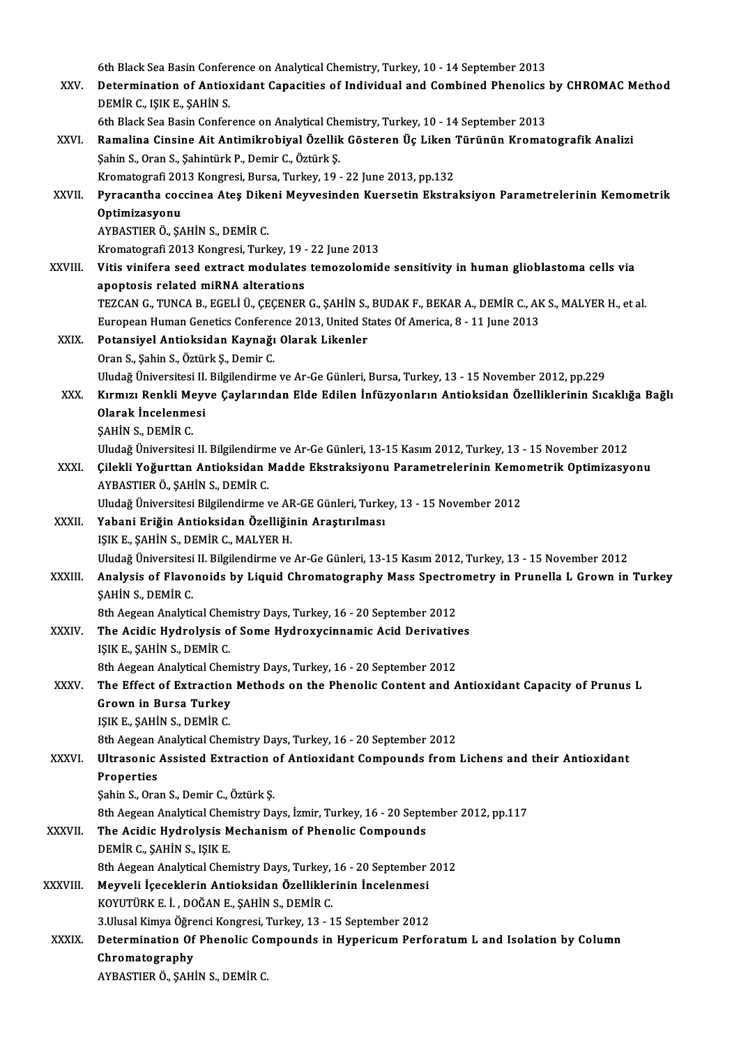6th Black Sea Basin Conference on Analytical Chemistry, Turkey, 10 - 14 September 2013

XXV. **Determination of Antioxidant Capacities of Individual and Combined Phenolics by CHROMAC Method**
DEMİR C., IŞIK E., ŞAHİN S.
6th Black Sea Basin Conference on Analytical Chemistry, Turkey, 10 - 14 September 2013

XXVI. **Ramalina Cinsine Ait Antimikrobiyal Özellik Gösteren Üç Liken Türünün Kromatografik Analizi**
Şahin S., Oran S., Şahintürk P., Demir C., Öztürk Ş.
Kromatografi 2013 Kongresi, Bursa, Turkey, 19 - 22 June 2013, pp.132

XXVII. **Pyracantha coccinea Ateş Dikeni Meyvesinden Kuersetin Ekstraksiyon Parametrelerinin Kemometrik Optimizasyonu**
AYBASTIER Ö., ŞAHİN S., DEMİR C.
Kromatografi 2013 Kongresi, Turkey, 19 - 22 June 2013

XXVIII. **Vitis vinifera seed extract modulates temozolomide sensitivity in human glioblastoma cells via apoptosis related miRNA alterations**
TEZCAN G., TUNCA B., EGELİ Ü., ÇEÇENER G., ŞAHİN S., BUDAK F., BEKAR A., DEMİR C., AK S., MALYER H., et al.
European Human Genetics Conference 2013, United States Of America, 8 - 11 June 2013

XXIX. **Potansiyel Antioksidan Kaynağı Olarak Likenler**
Oran S., Şahin S., Öztürk Ş., Demir C.
Uludağ Üniversitesi II. Bilgilendirme ve Ar-Ge Günleri, Bursa, Turkey, 13 - 15 November 2012, pp.229

XXX. **Kırmızı Renkli Meyve Çaylarından Elde Edilen İnfüzyonların Antioksidan Özelliklerinin Sıcaklığa Bağlı Olarak İncelenmesi**
ŞAHİN S., DEMİR C.
Uludağ Üniversitesi II. Bilgilendirme ve Ar-Ge Günleri, 13-15 Kasım 2012, Turkey, 13 - 15 November 2012

XXXI. **Çilekli Yoğurttan Antioksidan Madde Ekstraksiyonu Parametrelerinin Kemometrik Optimizasyonu**
AYBASTIER Ö., ŞAHİN S., DEMİR C.
Uludağ Üniversitesi Bilgilendirme ve AR-GE Günleri, Turkey, 13 - 15 November 2012

XXXII. **Yabani Eriğin Antioksidan Özelliğinin Araştırılması**
IŞIK E., ŞAHİN S., DEMİR C., MALYER H.
Uludağ Üniversitesi II. Bilgilendirme ve Ar-Ge Günleri, 13-15 Kasım 2012, Turkey, 13 - 15 November 2012

XXXIII. **Analysis of Flavonoids by Liquid Chromatography Mass Spectrometry in Prunella L Grown in Turkey**
ŞAHİN S., DEMİR C.
8th Aegean Analytical Chemistry Days, Turkey, 16 - 20 September 2012

XXXIV. **The Acidic Hydrolysis of Some Hydroxycinnamic Acid Derivatives**
IŞIK E., ŞAHİN S., DEMİR C.
8th Aegean Analytical Chemistry Days, Turkey, 16 - 20 September 2012

XXXV. **The Effect of Extraction Methods on the Phenolic Content and Antioxidant Capacity of Prunus L Grown in Bursa Turkey**
IŞIK E., ŞAHİN S., DEMİR C.
8th Aegean Analytical Chemistry Days, Turkey, 16 - 20 September 2012

XXXVI. **Ultrasonic Assisted Extraction of Antioxidant Compounds from Lichens and their Antioxidant Properties**
Şahin S., Oran S., Demir C., Öztürk Ş.
8th Aegean Analytical Chemistry Days, İzmir, Turkey, 16 - 20 September 2012, pp.117

XXXVII. **The Acidic Hydrolysis Mechanism of Phenolic Compounds**
DEMİR C., ŞAHİN S., IŞIK E.
8th Aegean Analytical Chemistry Days, Turkey, 16 - 20 September 2012

XXXVIII. **Meyveli İçeceklerin Antioksidan Özelliklerinin İncelenmesi**
KOYUTÜRK E. İ. , DOĞAN E., ŞAHİN S., DEMİR C.
3.Ulusal Kimya Öğrenci Kongresi, Turkey, 13 - 15 September 2012

XXXIX. **Determination Of Phenolic Compounds in Hypericum Perforatum L and Isolation by Column Chromatography**
AYBASTIER Ö., ŞAHİN S., DEMİR C.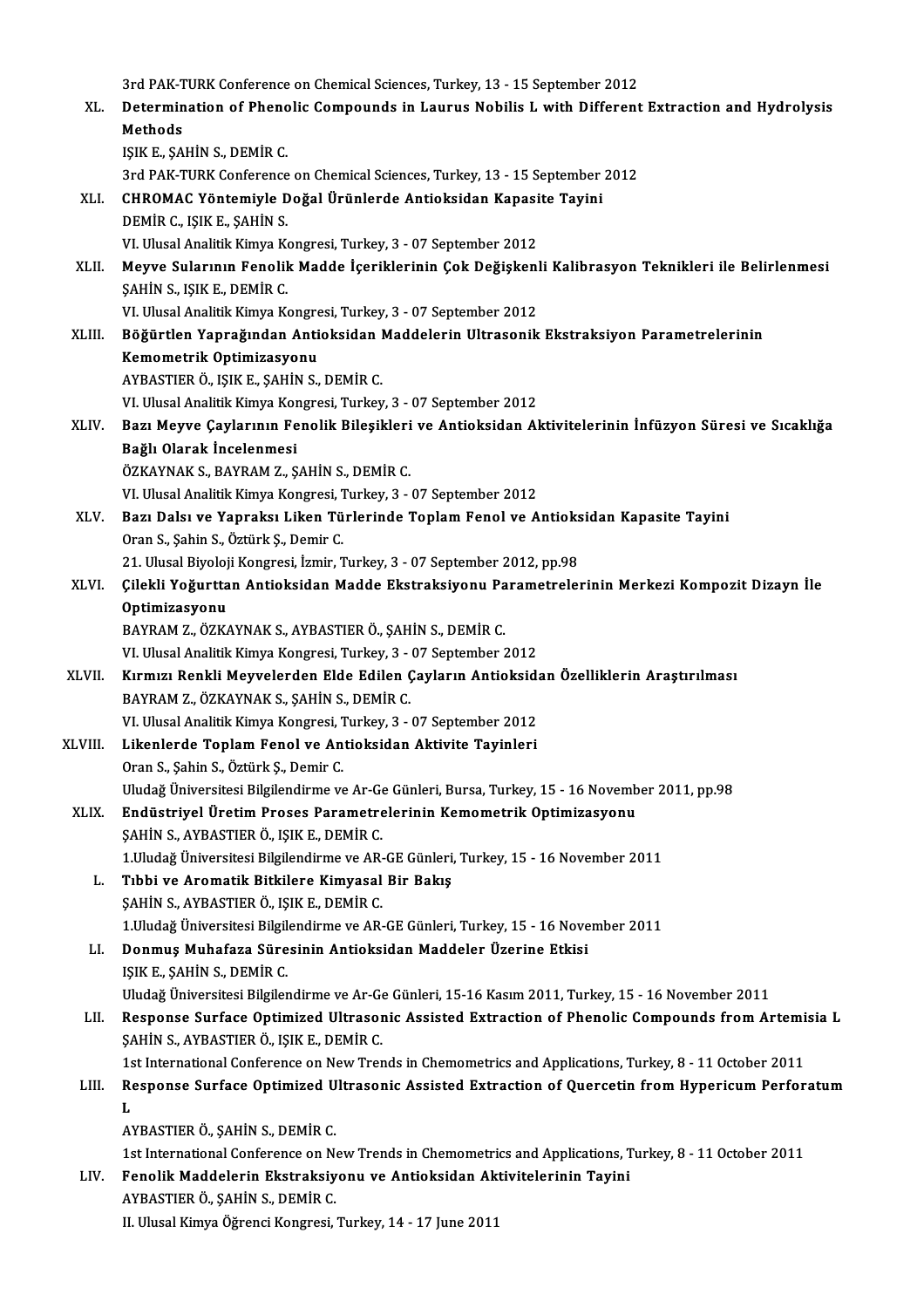3rd PAK-TURK Conference on Chemical Sciences, Turkey, 13 - 15 September 2012

XL. **Determination of Phenolic Compounds in Laurus Nobilis L with Different Extraction and Hydrolysis Methods**
IŞIK E., ŞAHİN S., DEMİR C.
3rd PAK-TURK Conference on Chemical Sciences, Turkey, 13 - 15 September 2012

XLI. **CHROMAC Yöntemiyle Doğal Ürünlerde Antioksidan Kapasite Tayini**
DEMİR C., IŞIK E., ŞAHİN S.
VI. Ulusal Analitik Kimya Kongresi, Turkey, 3 - 07 September 2012

XLII. **Meyve Sularının Fenolik Madde İçeriklerinin Çok Değişkenli Kalibrasyon Teknikleri ile Belirlenmesi**
ŞAHİN S., IŞIK E., DEMİR C.
VI. Ulusal Analitik Kimya Kongresi, Turkey, 3 - 07 September 2012

XLIII. **Böğürtlen Yaprağından Antioksidan Maddelerin Ultrasonik Ekstraksiyon Parametrelerinin Kemometrik Optimizasyonu**
AYBASTIER Ö., IŞIK E., ŞAHİN S., DEMİR C.
VI. Ulusal Analitik Kimya Kongresi, Turkey, 3 - 07 September 2012

XLIV. **Bazı Meyve Çaylarının Fenolik Bileşikleri ve Antioksidan Aktivitelerinin İnfüzyon Süresi ve Sıcaklığa Bağlı Olarak İncelenmesi**
ÖZKAYNAK S., BAYRAM Z., ŞAHİN S., DEMİR C.
VI. Ulusal Analitik Kimya Kongresi, Turkey, 3 - 07 September 2012

XLV. **Bazı Dalsı ve Yapraksı Liken Türlerinde Toplam Fenol ve Antioksidan Kapasite Tayini**
Oran S., Şahin S., Öztürk Ş., Demir C.
21. Ulusal Biyoloji Kongresi, İzmir, Turkey, 3 - 07 September 2012, pp.98

XLVI. **Çilekli Yoğurttan Antioksidan Madde Ekstraksiyonu Parametrelerinin Merkezi Kompozit Dizayn İle Optimizasyonu**
BAYRAM Z., ÖZKAYNAK S., AYBASTIER Ö., ŞAHİN S., DEMİR C.
VI. Ulusal Analitik Kimya Kongresi, Turkey, 3 - 07 September 2012

XLVII. **Kırmızı Renkli Meyvelerden Elde Edilen Çayların Antioksidan Özelliklerin Araştırılması**
BAYRAM Z., ÖZKAYNAK S., ŞAHİN S., DEMİR C.
VI. Ulusal Analitik Kimya Kongresi, Turkey, 3 - 07 September 2012

XLVIII. **Likenlerde Toplam Fenol ve Antioksidan Aktivite Tayinleri**
Oran S., Şahin S., Öztürk Ş., Demir C.
Uludağ Üniversitesi Bilgilendirme ve Ar-Ge Günleri, Bursa, Turkey, 15 - 16 November 2011, pp.98

XLIX. **Endüstriyel Üretim Proses Parametrelerinin Kemometrik Optimizasyonu**
ŞAHİN S., AYBASTIER Ö., IŞIK E., DEMİR C.
1.Uludağ Üniversitesi Bilgilendirme ve AR-GE Günleri, Turkey, 15 - 16 November 2011

L. **Tıbbi ve Aromatik Bitkilere Kimyasal Bir Bakış**
ŞAHİN S., AYBASTIER Ö., IŞIK E., DEMİR C.
1.Uludağ Üniversitesi Bilgilendirme ve AR-GE Günleri, Turkey, 15 - 16 November 2011

LI. **Donmuş Muhafaza Süresinin Antioksidan Maddeler Üzerine Etkisi**
IŞIK E., ŞAHİN S., DEMİR C.
Uludağ Üniversitesi Bilgilendirme ve Ar-Ge Günleri, 15-16 Kasım 2011, Turkey, 15 - 16 November 2011

LII. **Response Surface Optimized Ultrasonic Assisted Extraction of Phenolic Compounds from Artemisia L**
ŞAHİN S., AYBASTIER Ö., IŞIK E., DEMİR C.
1st International Conference on New Trends in Chemometrics and Applications, Turkey, 8 - 11 October 2011

LIII. **Response Surface Optimized Ultrasonic Assisted Extraction of Quercetin from Hypericum Perforatum L**
AYBASTIER Ö., ŞAHİN S., DEMİR C.
1st International Conference on New Trends in Chemometrics and Applications, Turkey, 8 - 11 October 2011

LIV. **Fenolik Maddelerin Ekstraksiyonu ve Antioksidan Aktivitelerinin Tayini**
AYBASTIER Ö., ŞAHİN S., DEMİR C.
II. Ulusal Kimya Öğrenci Kongresi, Turkey, 14 - 17 June 2011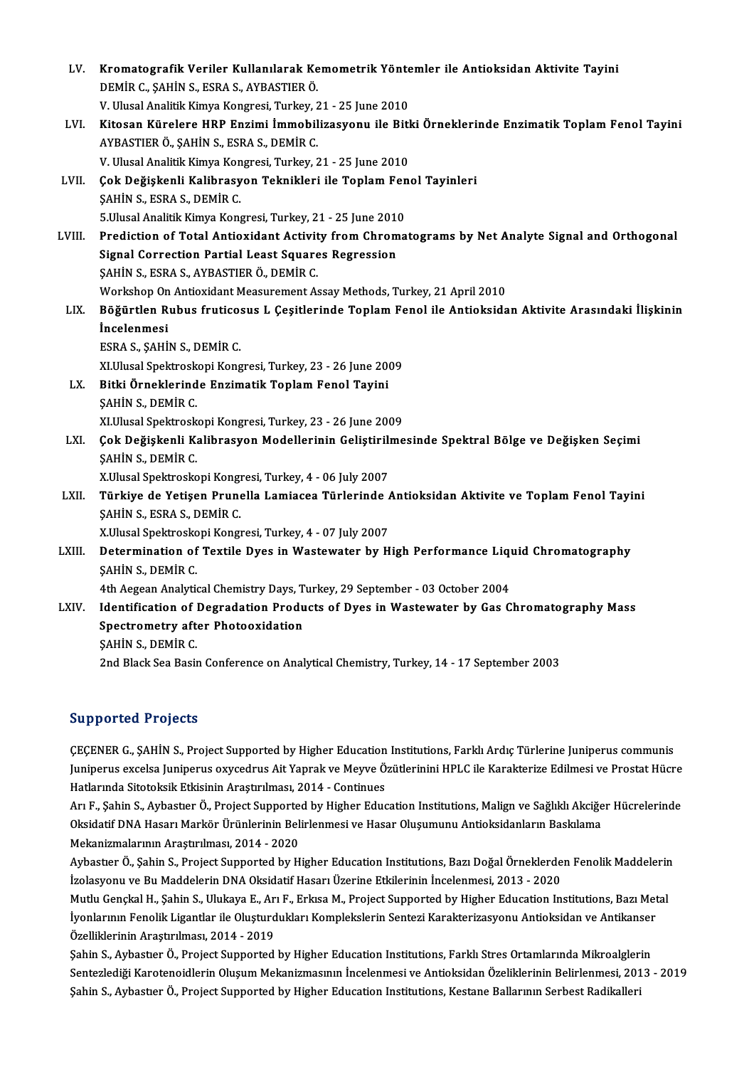LV. **Kromatografik Veriler Kullanılarak Kemometrik Yöntemler ile Antioksidan Aktivite Tayini**
DEMİR C., ŞAHİN S., ESRA S., AYBASTIER Ö.
V. Ulusal Analitik Kimya Kongresi, Turkey, 21 - 25 June 2010

LVI. **Kitosan Kürelere HRP Enzimi İmmobilizasyonu ile Bitki Örneklerinde Enzimatik Toplam Fenol Tayini**
AYBASTIER Ö., ŞAHİN S., ESRA S., DEMİR C.
V. Ulusal Analitik Kimya Kongresi, Turkey, 21 - 25 June 2010

LVII. **Çok Değişkenli Kalibrasyon Teknikleri ile Toplam Fenol Tayinleri**
ŞAHİN S., ESRA S., DEMİR C.
5.Ulusal Analitik Kimya Kongresi, Turkey, 21 - 25 June 2010

LVIII. **Prediction of Total Antioxidant Activity from Chromatograms by Net Analyte Signal and Orthogonal Signal Correction Partial Least Squares Regression**
ŞAHİN S., ESRA S., AYBASTIER Ö., DEMİR C.
Workshop On Antioxidant Measurement Assay Methods, Turkey, 21 April 2010

LIX. **Böğürtlen Rubus fruticosus L Çeşitlerinde Toplam Fenol ile Antioksidan Aktivite Arasındaki İlişkinin İncelenmesi**
ESRA S., ŞAHİN S., DEMİR C.
XI.Ulusal Spektroskopi Kongresi, Turkey, 23 - 26 June 2009

LX. **Bitki Örneklerinde Enzimatik Toplam Fenol Tayini**
ŞAHİN S., DEMİR C.
XI.Ulusal Spektroskopi Kongresi, Turkey, 23 - 26 June 2009

LXI. **Çok Değişkenli Kalibrasyon Modellerinin Geliştirilmesinde Spektral Bölge ve Değişken Seçimi**
ŞAHİN S., DEMİR C.
X.Ulusal Spektroskopi Kongresi, Turkey, 4 - 06 July 2007

LXII. **Türkiye de Yetişen Prunella Lamiacea Türlerinde Antioksidan Aktivite ve Toplam Fenol Tayini**
ŞAHİN S., ESRA S., DEMİR C.
X.Ulusal Spektroskopi Kongresi, Turkey, 4 - 07 July 2007

LXIII. **Determination of Textile Dyes in Wastewater by High Performance Liquid Chromatography**
ŞAHİN S., DEMİR C.
4th Aegean Analytical Chemistry Days, Turkey, 29 September - 03 October 2004

LXIV. **Identification of Degradation Products of Dyes in Wastewater by Gas Chromatography Mass Spectrometry after Photooxidation**
ŞAHİN S., DEMİR C.
2nd Black Sea Basin Conference on Analytical Chemistry, Turkey, 14 - 17 September 2003

## Supported Projects

ÇEÇENER G., ŞAHİN S., Project Supported by Higher Education Institutions, Farklı Ardıç Türlerine Juniperus communis Juniperus excelsa Juniperus oxycedrus Ait Yaprak ve Meyve Özütlerinini HPLC ile Karakterize Edilmesi ve Prostat Hücre Hatlarında Sitotoksik Etkisinin Araştırılması, 2014 - Continues

Arı F., Şahin S., Aybastıer Ö., Project Supported by Higher Education Institutions, Malign ve Sağlıklı Akciğer Hücrelerinde Oksidatif DNA Hasarı Markör Ürünlerinin Belirlenmesi ve Hasar Oluşumunu Antioksidanların Baskılama Mekanizmalarının Araştırılması, 2014 - 2020

Aybastıer Ö., Şahin S., Project Supported by Higher Education Institutions, Bazı Doğal Örneklerden Fenolik Maddelerin İzolasyonu ve Bu Maddelerin DNA Oksidatif Hasarı Üzerine Etkilerinin İncelenmesi, 2013 - 2020

Mutlu Gençkal H., Şahin S., Ulukaya E., Arı F., Erkısa M., Project Supported by Higher Education Institutions, Bazı Metal İyonlarının Fenolik Ligantlar ile Oluşturdukları Komplekslerin Sentezi Karakterizasyonu Antioksidan ve Antikanser Özelliklerinin Araştırılması, 2014 - 2019

Şahin S., Aybastıer Ö., Project Supported by Higher Education Institutions, Farklı Stres Ortamlarında Mikroalglerin Sentezlediği Karotenoidlerin Oluşum Mekanizmasının İncelenmesi ve Antioksidan Özeliklerinin Belirlenmesi, 2013 - 2019

Şahin S., Aybastıer Ö., Project Supported by Higher Education Institutions, Kestane Ballarının Serbest Radikalleri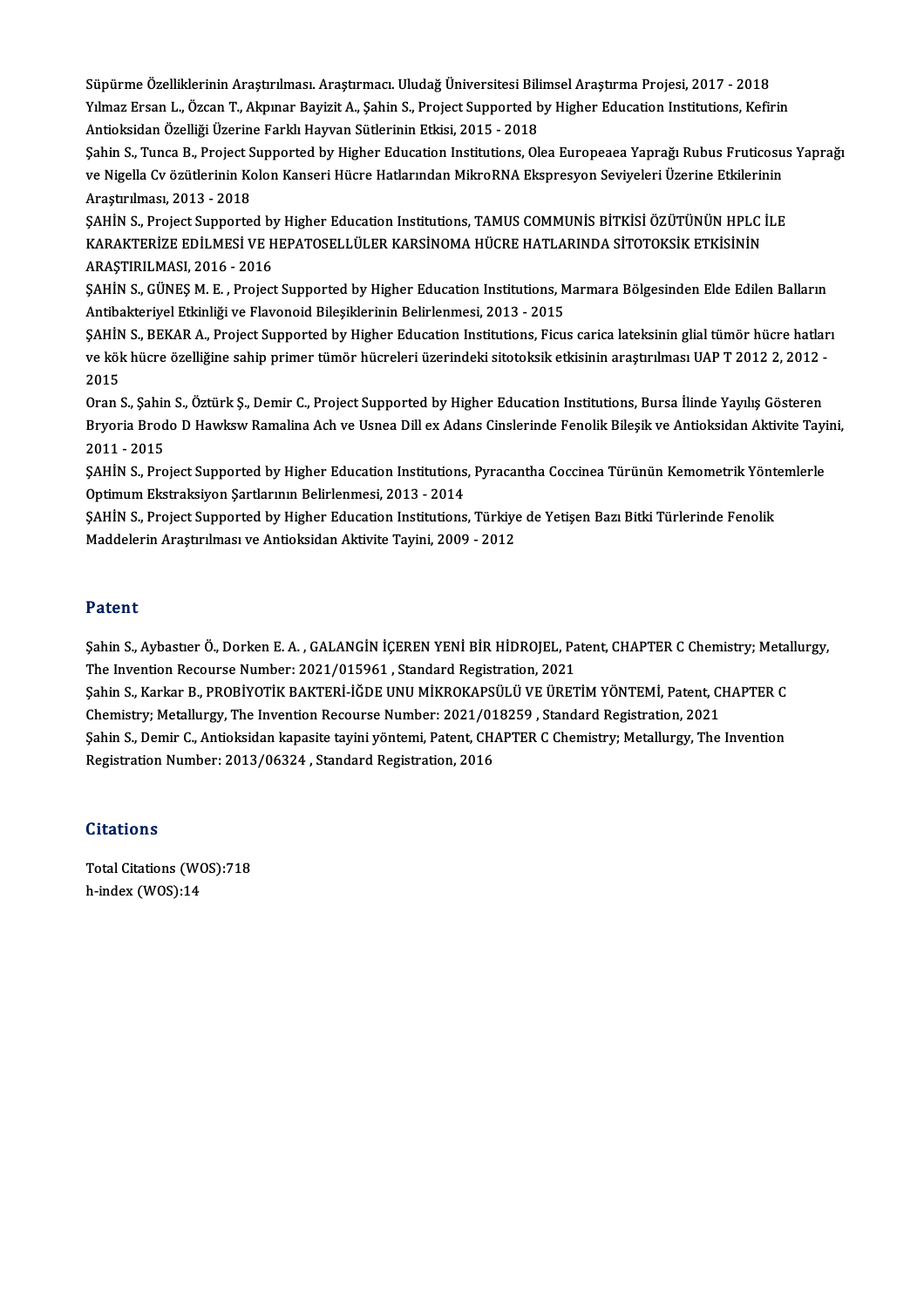Süpürme Özelliklerinin Araştırılması. Araştırmacı. Uludağ Üniversitesi Bilimsel Araştırma Projesi, 2017 - 2018

Yılmaz Ersan L., Özcan T., Akpınar Bayizit A., Şahin S., Project Supported by Higher Education Institutions, Kefirin Antioksidan Özelliği Üzerine Farklı Hayvan Sütlerinin Etkisi, 2015 - 2018

Şahin S., Tunca B., Project Supported by Higher Education Institutions, Olea Europeaea Yaprağı Rubus Fruticosus Yaprağı ve Nigella Cv özütlerinin Kolon Kanseri Hücre Hatlarından MikroRNA Ekspresyon Seviyeleri Üzerine Etkilerinin Araştırılması, 2013 - 2018

ŞAHİN S., Project Supported by Higher Education Institutions, TAMUS COMMUNİS BİTKİSİ ÖZÜTÜNÜN HPLC İLE KARAKTERİZE EDİLMESİ VE HEPATOSELLÜLER KARSİNOMA HÜCRE HATLARINDA SİTOTOKSİK ETKİSİNİN ARAŞTIRILMASI, 2016 - 2016

ŞAHİN S., GÜNEŞ M. E. , Project Supported by Higher Education Institutions, Marmara Bölgesinden Elde Edilen Balların Antibakteriyel Etkinliği ve Flavonoid Bileşiklerinin Belirlenmesi, 2013 - 2015

ŞAHİN S., BEKAR A., Project Supported by Higher Education Institutions, Ficus carica lateksinin glial tümör hücre hatları ve kök hücre özelliğine sahip primer tümör hücreleri üzerindeki sitotoksik etkisinin araştırılması UAP T 2012 2, 2012 - 2015

Oran S., Şahin S., Öztürk Ş., Demir C., Project Supported by Higher Education Institutions, Bursa İlinde Yayılış Gösteren Bryoria Brodo D Hawksw Ramalina Ach ve Usnea Dill ex Adans Cinslerinde Fenolik Bileşik ve Antioksidan Aktivite Tayini, 2011 - 2015

ŞAHİN S., Project Supported by Higher Education Institutions, Pyracantha Coccinea Türünün Kemometrik Yöntemlerle Optimum Ekstraksiyon Şartlarının Belirlenmesi, 2013 - 2014

ŞAHİN S., Project Supported by Higher Education Institutions, Türkiye de Yetişen Bazı Bitki Türlerinde Fenolik Maddelerin Araştırılması ve Antioksidan Aktivite Tayini, 2009 - 2012

## Patent

Şahin S., Aybastıer Ö., Dorken E. A. , GALANGİN İÇEREN YENİ BİR HİDROJEL, Patent, CHAPTER C Chemistry; Metallurgy, The Invention Recourse Number: 2021/015961 , Standard Registration, 2021

Şahin S., Karkar B., PROBİYOTİK BAKTERİ-İĞDE UNU MİKROKAPSÜLÜ VE ÜRETİM YÖNTEMİ, Patent, CHAPTER C Chemistry; Metallurgy, The Invention Recourse Number: 2021/018259 , Standard Registration, 2021

Şahin S., Demir C., Antioksidan kapasite tayini yöntemi, Patent, CHAPTER C Chemistry; Metallurgy, The Invention Registration Number: 2013/06324 , Standard Registration, 2016

## Citations

Total Citations (WOS):718
h-index (WOS):14